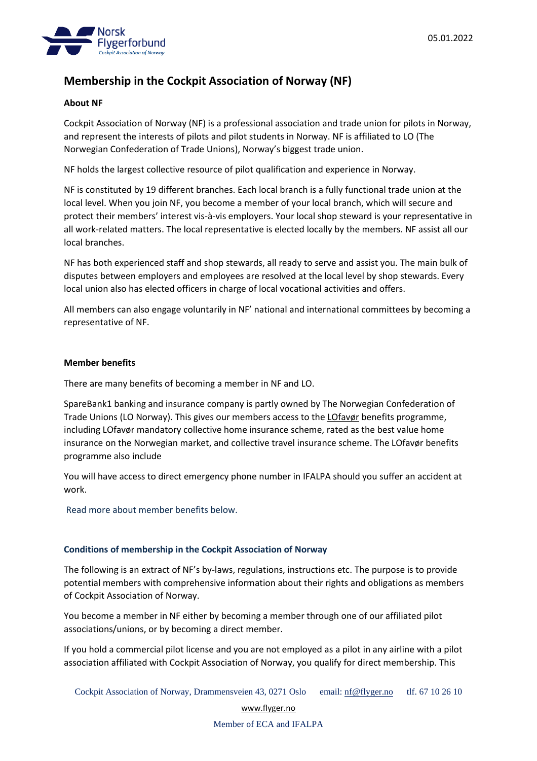05.01.2022

# Membership in the Cockpit Association of Norway (NF)

**About NF**

Cockpit Association of Norway (NF) is a professional association and trade union for pilots in Norway, and represent the interests of pilots and pilot students in Norway. NF is affiliated to LO (The Norwegian Confederation of Trade Unions), Norway's biggest trade union.

NF holds the largest collective resource of pilot qualification and experience in Norway.

NF is constituted by 19 different branches. Each local branch is a fully functional trade union at the local level. When you join NF, you become a member of your local branch, which will secure and protect their members' interest vis-à-vis employers. Your local shop steward is your representative in all work-related matters. The local representative is elected locally by the members. NF assist all our local branches.

NF has both experienced staff and shop stewards, all ready to serve and assist you. The main bulk of disputes between employers and employees are resolved at the local level by shop stewards. Every local union also has elected officers in charge of local vocational activities and offers.

All members can also engage voluntarily in NF' national and international committees by becoming a representative of NF.

**Member benefits**

There are many benefits of becoming a member in NF and LO.

SpareBank1 banking and insurance company is partly owned by The Norwegian Confederation of Trade Unions (LO Norway). This gives our members access to the LOfavør benefits programme, including LOfavør mandatory collective home insurance scheme, rated as the best value home insurance on the Norwegian market, and collective travel insurance scheme. The LOfavør benefits programme also include

You will have access to direct emergency phone number in IFALPA should you suffer an accident at work.

Read more about member benefits below.

**Conditions of membership in the Cockpit Association of Norway**

The following is an extract of NF's by-laws, regulations, instructions etc. The purpose is to provide potential members with comprehensive information about their rights and obligations as members of Cockpit Association of Norway.

You become a member in NF either by becoming a member through one of our affiliated pilot associations/unions, or by becoming a direct member.

If you hold a commercial pilot license and you are not employed as a pilot in any airline with a pilot association affiliated with Cockpit Association of Norway, you qualify for direct membership. This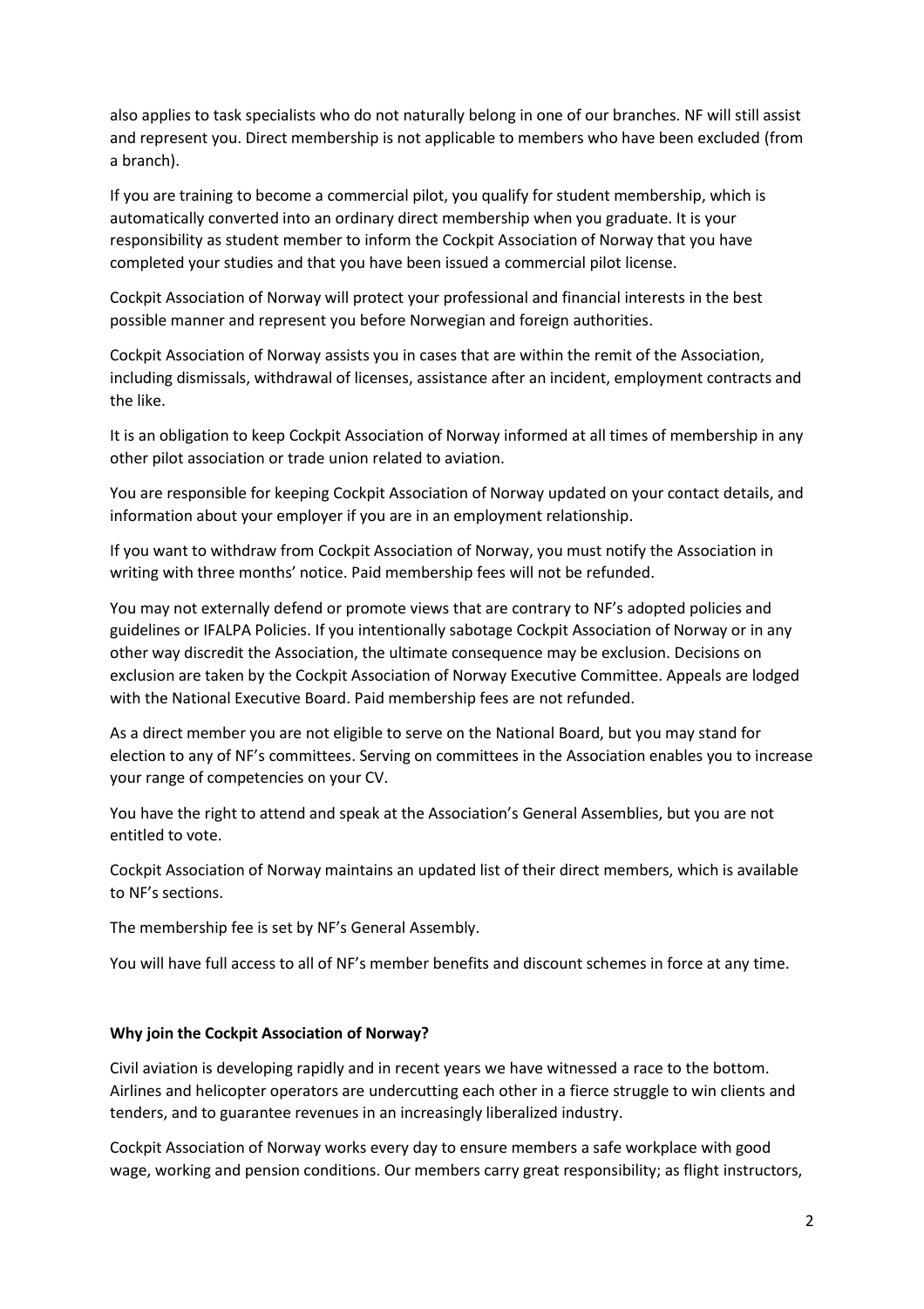also applies to task specialists who do not naturally belong in one of our branches. NF will still assist and represent you. Direct membership is not applicable to members who have been excluded (from a branch).

If you are training to become a commercial pilot, you qualify for student membership, which is automatically converted into an ordinary direct membership when you graduate. It is your responsibility as student member to inform the Cockpit Association of Norway that you have completed your studies and that you have been issued a commercial pilot license.

Cockpit Association of Norway will protect your professional and financial interests in the best possible manner and represent you before Norwegian and foreign authorities.

Cockpit Association of Norway assists you in cases that are within the remit of the Association, including dismissals, withdrawal of licenses, assistance after an incident, employment contracts and the like.

It is an obligation to keep Cockpit Association of Norway informed at all times of membership in any other pilot association or trade union related to aviation.

You are responsible for keeping Cockpit Association of Norway updated on your contact details, and information about your employer if you are in an employment relationship.

If you want to withdraw from Cockpit Association of Norway, you must notify the Association in writing with three months' notice. Paid membership fees will not be refunded.

You may not externally defend or promote views that are contrary to NF's adopted policies and guidelines or IFALPA Policies. If you intentionally sabotage Cockpit Association of Norway or in any other way discredit the Association, the ultimate consequence may be exclusion. Decisions on exclusion are taken by the Cockpit Association of Norway Executive Committee. Appeals are lodged with the National Executive Board. Paid membership fees are not refunded.

As a direct member you are not eligible to serve on the National Board, but you may stand for election to any of NF's committees. Serving on committees in the Association enables you to increase your range of competencies on your CV.

You have the right to attend and speak at the Association's General Assemblies, but you are not entitled to vote.

Cockpit Association of Norway maintains an updated list of their direct members, which is available to NF's sections.

The membership fee is set by NF's General Assembly.

You will have full access to all of NF's member benefits and discount schemes in force at any time.

**Why join the Cockpit Association of Norway?**

Civil aviation is developing rapidly and in recent years we have witnessed a race to the bottom. Airlines and helicopter operators are undercutting each other in a fierce struggle to win clients and tenders, and to guarantee revenues in an increasingly liberalized industry.

Cockpit Association of Norway works every day to ensure members a safe workplace with good wage, working and pension conditions. Our members carry great responsibility; as flight instructors,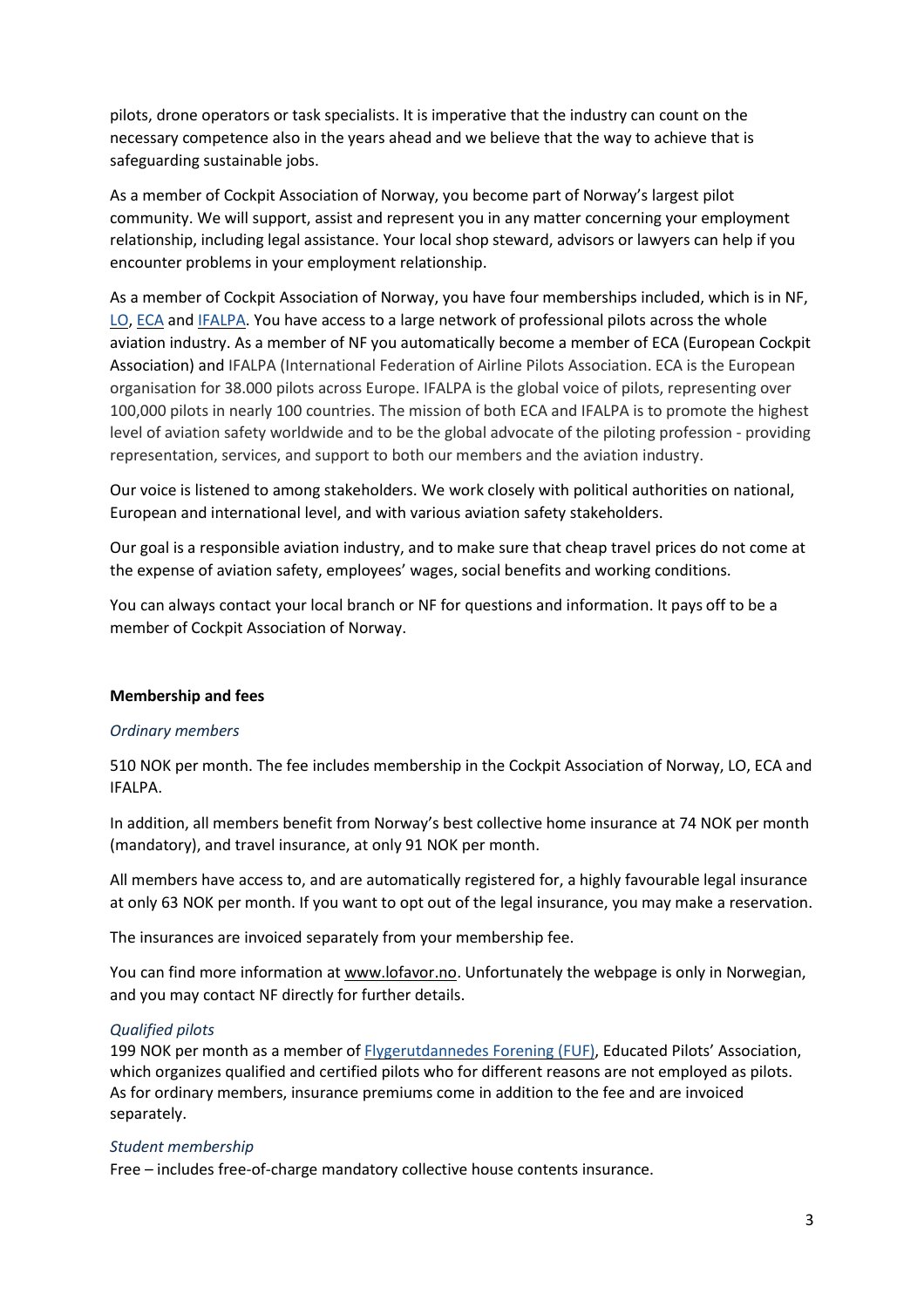pilots, drone operators or task specialists. It is imperative that the industry can count on the necessary competence also in the years ahead and we believe that the way to achieve that is safeguarding sustainable jobs.

As a member of Cockpit Association of Norway, you become part of Norway's largest pilot community. We will support, assist and represent you in any matter concerning your employment relationship, including legal assistance. Your local shop steward, advisors or lawyers can help if you encounter problems in your employment relationship.

As a member of Cockpit Association of Norway, you have four memberships included, which is in NF, LO, ECA and IFALPA. You have access to a large network of professional pilots across the whole aviation industry. As a member of NF you automatically become a member of ECA (European Cockpit Association) and IFALPA (International Federation of Airline Pilots Association. ECA is the European organisation for 38.000 pilots across Europe. IFALPA is the global voice of pilots, representing over 100,000 pilots in nearly 100 countries. The mission of both ECA and IFALPA is to promote the highest level of aviation safety worldwide and to be the global advocate of the piloting profession - providing representation, services, and support to both our members and the aviation industry.

Our voice is listened to among stakeholders. We work closely with political authorities on national, European and international level, and with various aviation safety stakeholders.

Our goal is a responsible aviation industry, and to make sure that cheap travel prices do not come at the expense of aviation safety, employees' wages, social benefits and working conditions.

You can always contact your local branch or NF for questions and information. It pays off to be a member of Cockpit Association of Norway.

**Membership and fees**

*Ordinary members*

510 NOK per month. The fee includes membership in the Cockpit Association of Norway, LO, ECA and IFALPA.

In addition, all members benefit from Norway's best collective home insurance at 74 NOK per month (mandatory), and travel insurance, at only 91 NOK per month.

All members have access to, and are automatically registered for, a highly favourable legal insurance at only 63 NOK per month. If you want to opt out of the legal insurance, you may make a reservation.

The insurances are invoiced separately from your membership fee.

You can find more information at www.lofavor.no. Unfortunately the webpage is only in Norwegian, and you may contact NF directly for further details.

*Qualified pilots*

199 NOK per month as a member of Flygerutdannedes Forening (FUF), Educated Pilots' Association, which organizes qualified and certified pilots who for different reasons are not employed as pilots. As for ordinary members, insurance premiums come in addition to the fee and are invoiced separately.

*Student membership*

Free – includes free-of-charge mandatory collective house contents insurance.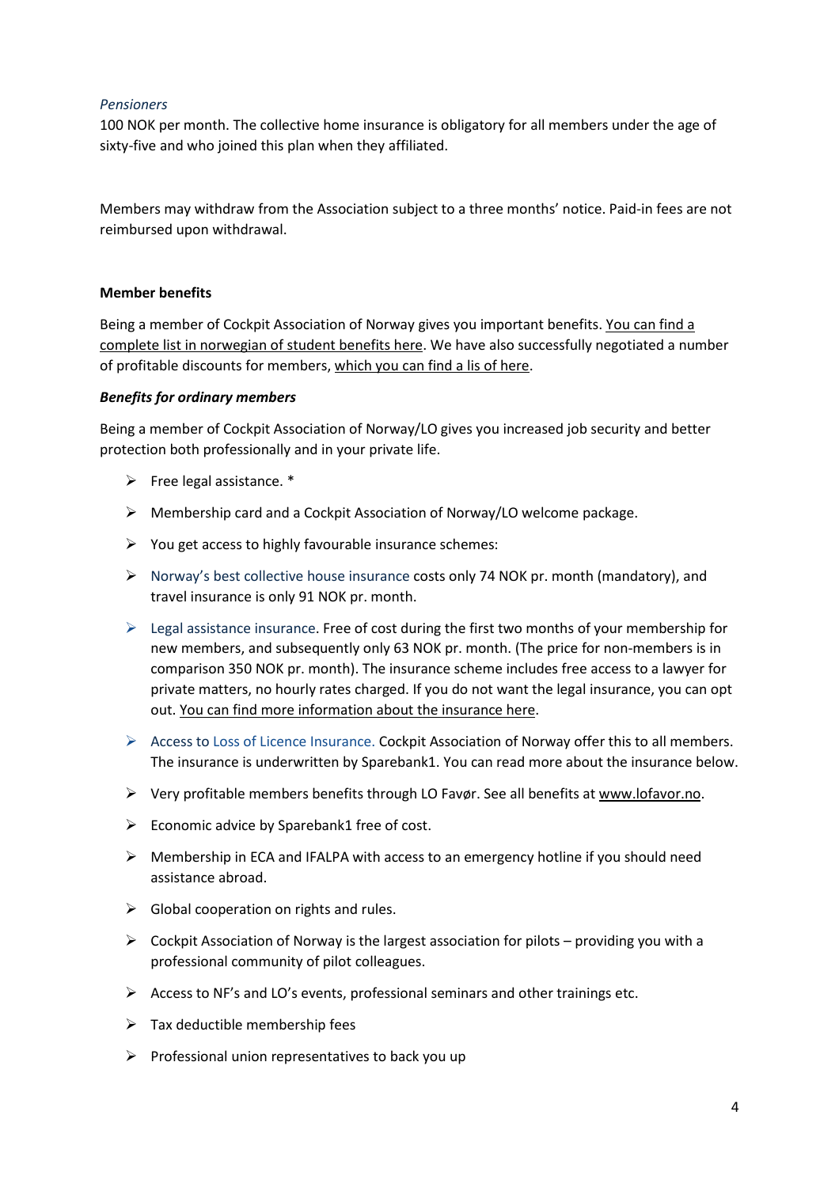*Pensioners*

100 NOK per month. The collective home insurance is obligatory for all members under the age of sixty-five and who joined this plan when they affiliated.

Members may withdraw from the Association subject to a three months' notice. Paid-in fees are not reimbursed upon withdrawal.

**Member benefits**

Being a member of Cockpit Association of Norway gives you important benefits. You can find a complete list in norwegian of student benefits here. We have also successfully negotiated a number of profitable discounts for members, which you can find a lis of here.

***Benefits for ordinary members***

Being a member of Cockpit Association of Norway/LO gives you increased job security and better protection both professionally and in your private life.

- Free legal assistance. *
- Membership card and a Cockpit Association of Norway/LO welcome package.
- You get access to highly favourable insurance schemes:
- Norway's best collective house insurance costs only 74 NOK pr. month (mandatory), and travel insurance is only 91 NOK pr. month.
- Legal assistance insurance. Free of cost during the first two months of your membership for new members, and subsequently only 63 NOK pr. month. (The price for non-members is in comparison 350 NOK pr. month). The insurance scheme includes free access to a lawyer for private matters, no hourly rates charged. If you do not want the legal insurance, you can opt out. You can find more information about the insurance here.
- Access to Loss of Licence Insurance. Cockpit Association of Norway offer this to all members. The insurance is underwritten by Sparebank1. You can read more about the insurance below.
- Very profitable members benefits through LO Favør. See all benefits at www.lofavor.no.
- Economic advice by Sparebank1 free of cost.
- Membership in ECA and IFALPA with access to an emergency hotline if you should need assistance abroad.
- Global cooperation on rights and rules.
- Cockpit Association of Norway is the largest association for pilots – providing you with a professional community of pilot colleagues.
- Access to NF's and LO's events, professional seminars and other trainings etc.
- Tax deductible membership fees
- Professional union representatives to back you up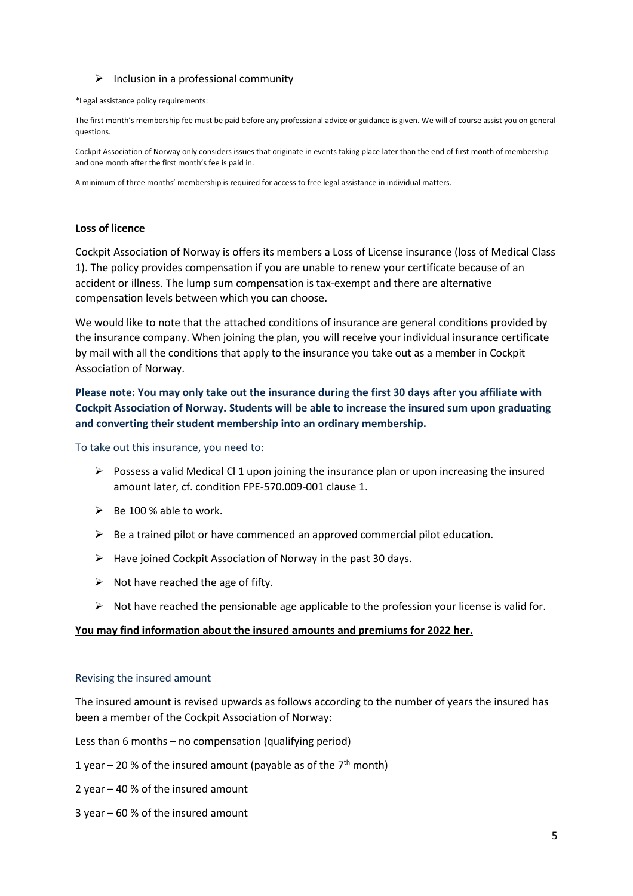- Inclusion in a professional community

*Legal assistance policy requirements:

The first month's membership fee must be paid before any professional advice or guidance is given. We will of course assist you on general questions.

Cockpit Association of Norway only considers issues that originate in events taking place later than the end of first month of membership and one month after the first month's fee is paid in.

A minimum of three months' membership is required for access to free legal assistance in individual matters.

### Loss of licence

Cockpit Association of Norway is offers its members a Loss of License insurance (loss of Medical Class 1). The policy provides compensation if you are unable to renew your certificate because of an accident or illness. The lump sum compensation is tax-exempt and there are alternative compensation levels between which you can choose.

We would like to note that the attached conditions of insurance are general conditions provided by the insurance company. When joining the plan, you will receive your individual insurance certificate by mail with all the conditions that apply to the insurance you take out as a member in Cockpit Association of Norway.

**Please note: You may only take out the insurance during the first 30 days after you affiliate with Cockpit Association of Norway. Students will be able to increase the insured sum upon graduating and converting their student membership into an ordinary membership.**

To take out this insurance, you need to:

- Possess a valid Medical Cl 1 upon joining the insurance plan or upon increasing the insured amount later, cf. condition FPE-570.009-001 clause 1.
- Be 100 % able to work.
- Be a trained pilot or have commenced an approved commercial pilot education.
- Have joined Cockpit Association of Norway in the past 30 days.
- Not have reached the age of fifty.
- Not have reached the pensionable age applicable to the profession your license is valid for.

**You may find information about the insured amounts and premiums for 2022 her.**

#### Revising the insured amount

The insured amount is revised upwards as follows according to the number of years the insured has been a member of the Cockpit Association of Norway:

Less than 6 months – no compensation (qualifying period)

1 year – 20 % of the insured amount (payable as of the 7th month)

2 year – 40 % of the insured amount

3 year – 60 % of the insured amount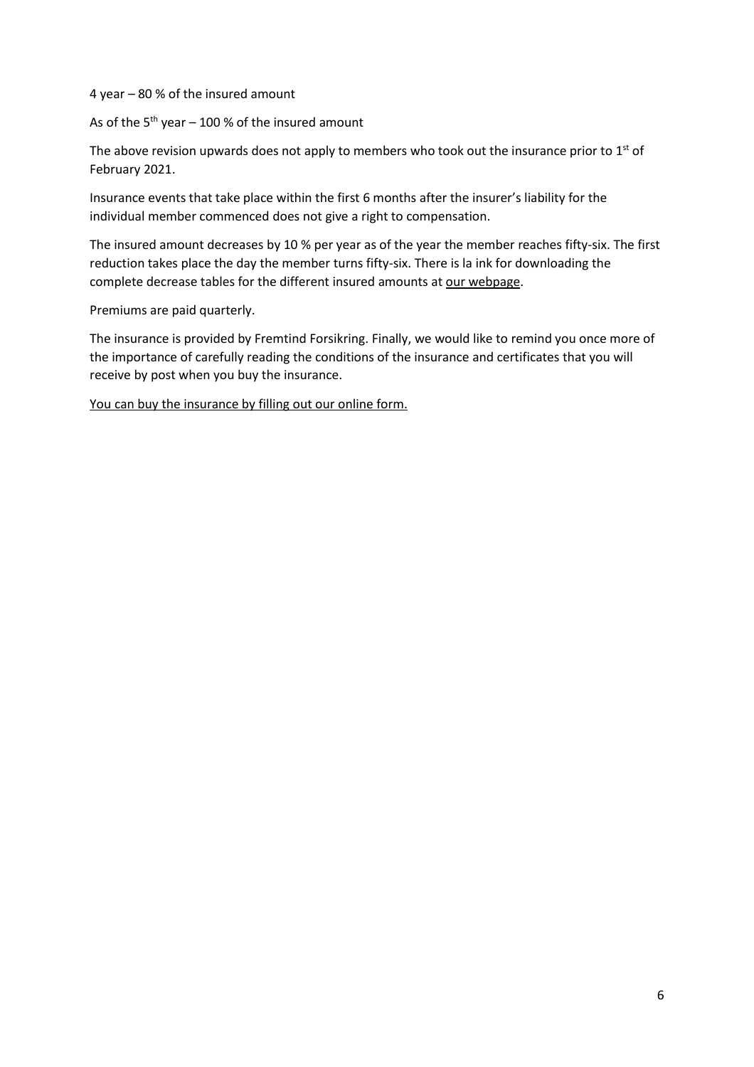4 year – 80 % of the insured amount

As of the 5th year – 100 % of the insured amount

The above revision upwards does not apply to members who took out the insurance prior to 1st of February 2021.

Insurance events that take place within the first 6 months after the insurer's liability for the individual member commenced does not give a right to compensation.

The insured amount decreases by 10 % per year as of the year the member reaches fifty-six. The first reduction takes place the day the member turns fifty-six. There is la ink for downloading the complete decrease tables for the different insured amounts at our webpage.

Premiums are paid quarterly.

The insurance is provided by Fremtind Forsikring. Finally, we would like to remind you once more of the importance of carefully reading the conditions of the insurance and certificates that you will receive by post when you buy the insurance.

You can buy the insurance by filling out our online form.